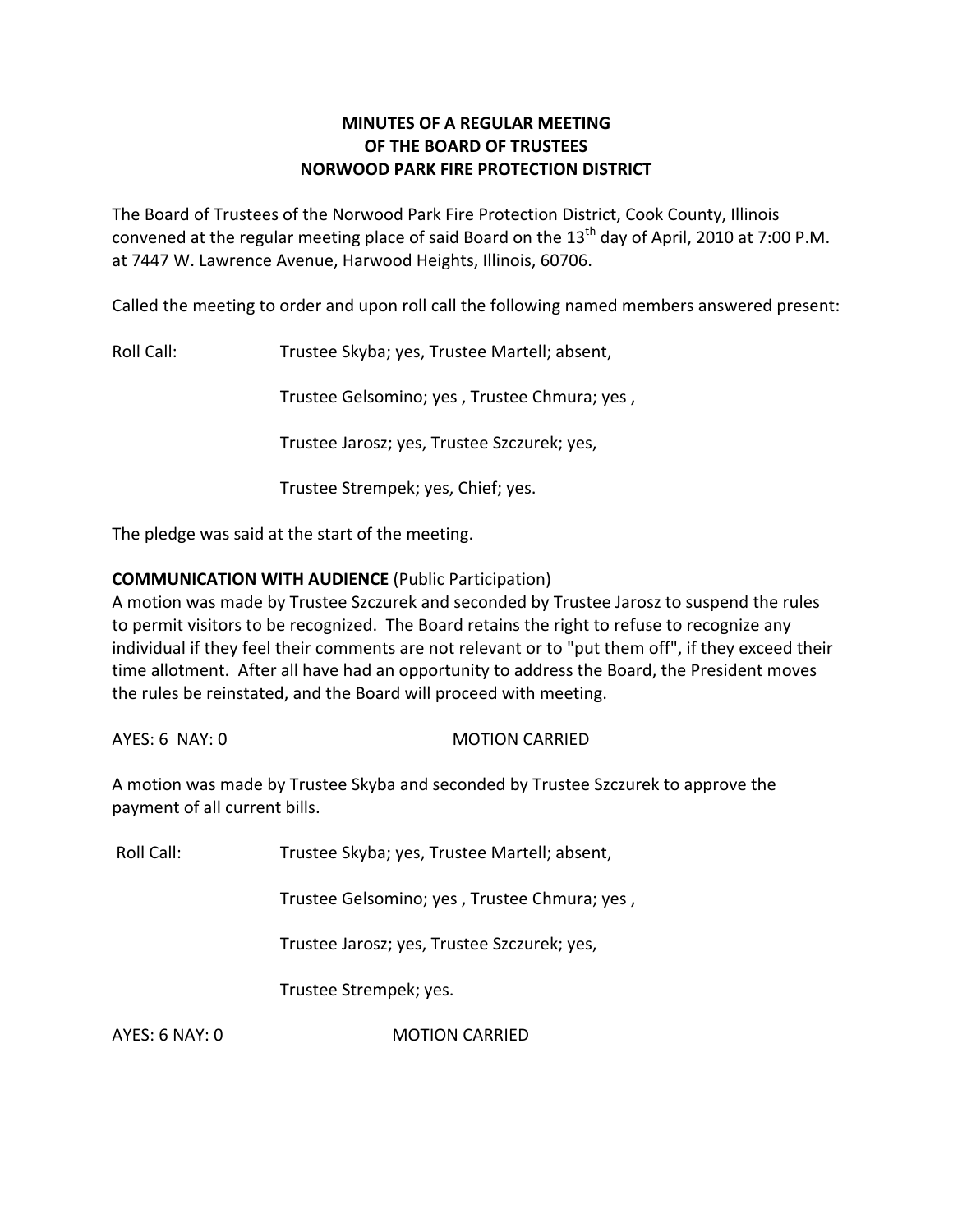# MINUTES OF A REGULAR MEETING OF THE BOARD OF TRUSTEES NORWOOD PARK FIRE PROTECTION DISTRICT

The Board of Trustees of the Norwood Park Fire Protection District, Cook County, Illinois convened at the regular meeting place of said Board on the 13th day of April, 2010 at 7:00 P.M. at 7447 W. Lawrence Avenue, Harwood Heights, Illinois, 60706.

Called the meeting to order and upon roll call the following named members answered present:

Roll Call: Trustee Skyba; yes, Trustee Martell; absent,

Trustee Gelsomino; yes , Trustee Chmura; yes ,

Trustee Jarosz; yes, Trustee Szczurek; yes,

Trustee Strempek; yes, Chief; yes.

The pledge was said at the start of the meeting.

**COMMUNICATION WITH AUDIENCE** (Public Participation)
A motion was made by Trustee Szczurek and seconded by Trustee Jarosz to suspend the rules to permit visitors to be recognized. The Board retains the right to refuse to recognize any individual if they feel their comments are not relevant or to "put them off", if they exceed their time allotment. After all have had an opportunity to address the Board, the President moves the rules be reinstated, and the Board will proceed with meeting.

AYES: 6 NAY: 0 MOTION CARRIED

A motion was made by Trustee Skyba and seconded by Trustee Szczurek to approve the payment of all current bills.

Roll Call: Trustee Skyba; yes, Trustee Martell; absent,

Trustee Gelsomino; yes , Trustee Chmura; yes ,

Trustee Jarosz; yes, Trustee Szczurek; yes,

Trustee Strempek; yes.

AYES: 6 NAY: 0 MOTION CARRIED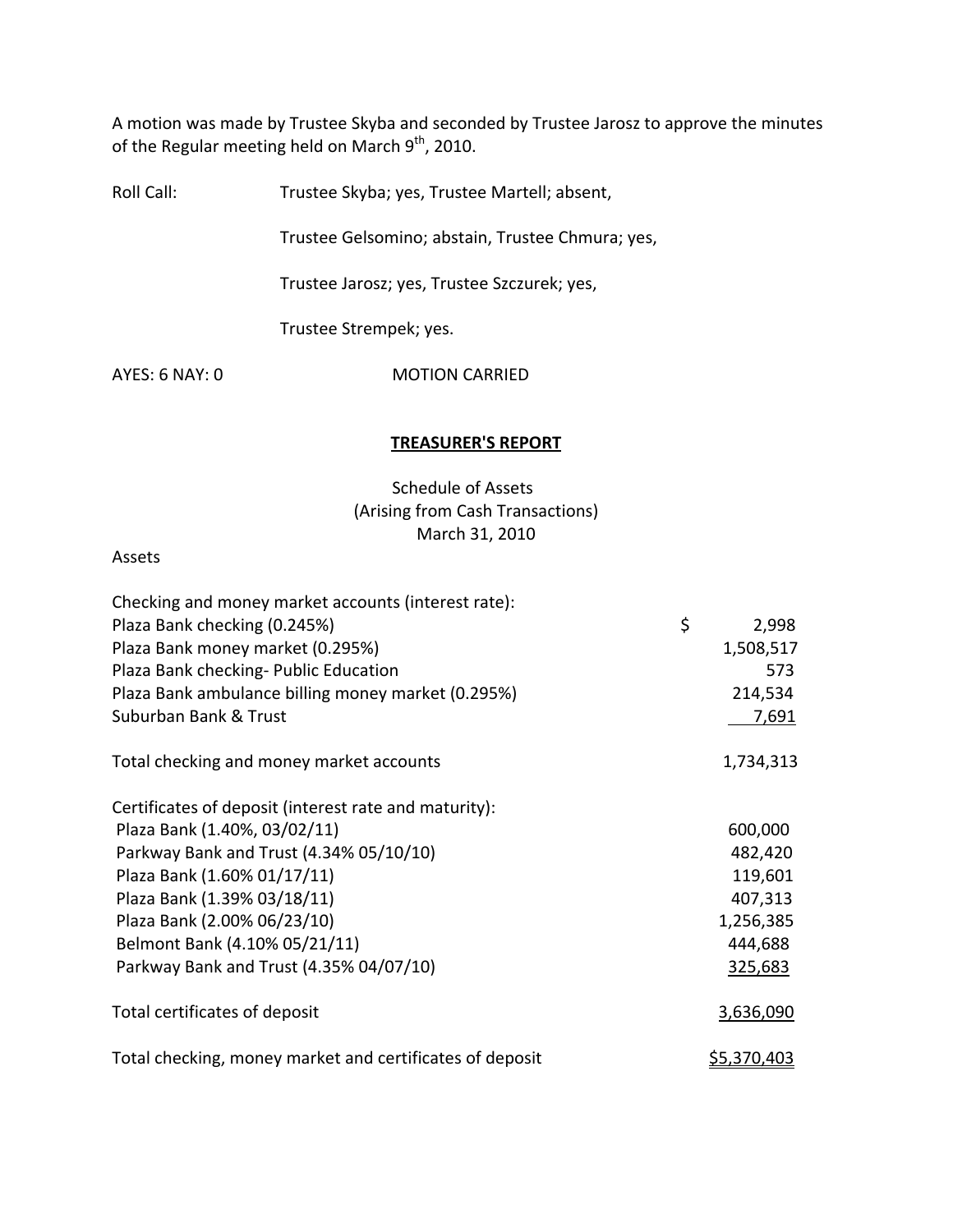A motion was made by Trustee Skyba and seconded by Trustee Jarosz to approve the minutes of the Regular meeting held on March 9th, 2010.

Roll Call: Trustee Skyba; yes, Trustee Martell; absent,

Trustee Gelsomino; abstain, Trustee Chmura; yes,

Trustee Jarosz; yes, Trustee Szczurek; yes,

Trustee Strempek; yes.

AYES: 6 NAY: 0 MOTION CARRIED

## TREASURER'S REPORT

Schedule of Assets
(Arising from Cash Transactions)
March 31, 2010

Assets

| | |
|---|---|
| Checking and money market accounts (interest rate): | |
| Plaza Bank checking (0.245%) | $ 2,998 |
| Plaza Bank money market (0.295%) | 1,508,517 |
| Plaza Bank checking- Public Education | 573 |
| Plaza Bank ambulance billing money market (0.295%) | 214,534 |
| Suburban Bank & Trust | 7,691 |
| Total checking and money market accounts | 1,734,313 |
| Certificates of deposit (interest rate and maturity): | |
| Plaza Bank (1.40%, 03/02/11) | 600,000 |
| Parkway Bank and Trust (4.34% 05/10/10) | 482,420 |
| Plaza Bank (1.60% 01/17/11) | 119,601 |
| Plaza Bank (1.39% 03/18/11) | 407,313 |
| Plaza Bank (2.00% 06/23/10) | 1,256,385 |
| Belmont Bank (4.10% 05/21/11) | 444,688 |
| Parkway Bank and Trust (4.35% 04/07/10) | 325,683 |
| Total certificates of deposit | 3,636,090 |
| Total checking, money market and certificates of deposit | $5,370,403 |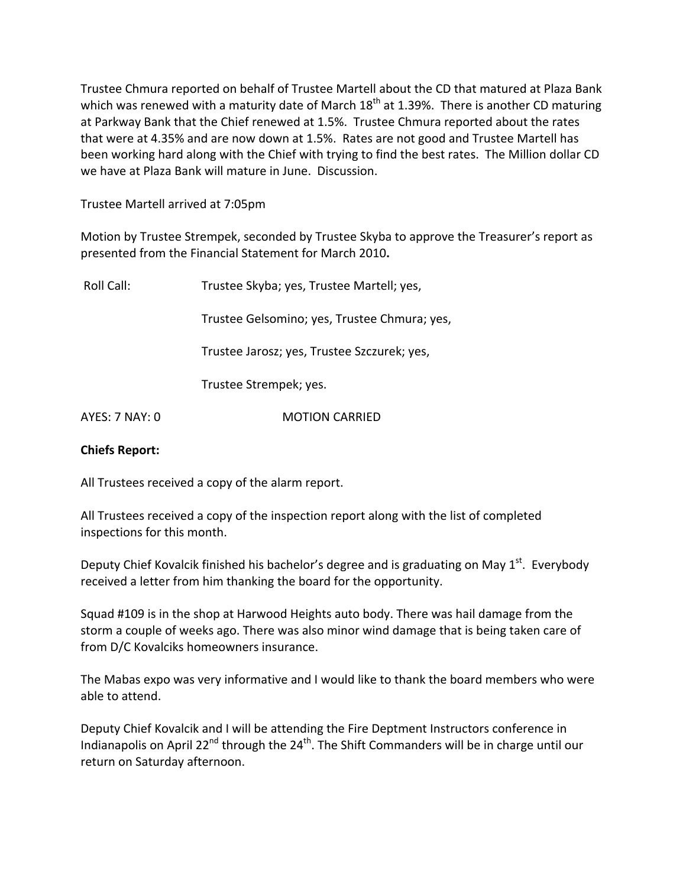Trustee Chmura reported on behalf of Trustee Martell about the CD that matured at Plaza Bank which was renewed with a maturity date of March 18th at 1.39%. There is another CD maturing at Parkway Bank that the Chief renewed at 1.5%. Trustee Chmura reported about the rates that were at 4.35% and are now down at 1.5%. Rates are not good and Trustee Martell has been working hard along with the Chief with trying to find the best rates. The Million dollar CD we have at Plaza Bank will mature in June. Discussion.

Trustee Martell arrived at 7:05pm

Motion by Trustee Strempek, seconded by Trustee Skyba to approve the Treasurer's report as presented from the Financial Statement for March 2010**.**

Roll Call: Trustee Skyba; yes, Trustee Martell; yes,

Trustee Gelsomino; yes, Trustee Chmura; yes,

Trustee Jarosz; yes, Trustee Szczurek; yes,

Trustee Strempek; yes.

AYES: 7 NAY: 0 MOTION CARRIED

**Chiefs Report:**

All Trustees received a copy of the alarm report.

All Trustees received a copy of the inspection report along with the list of completed inspections for this month.

Deputy Chief Kovalcik finished his bachelor's degree and is graduating on May 1st. Everybody received a letter from him thanking the board for the opportunity.

Squad #109 is in the shop at Harwood Heights auto body. There was hail damage from the storm a couple of weeks ago. There was also minor wind damage that is being taken care of from D/C Kovalciks homeowners insurance.

The Mabas expo was very informative and I would like to thank the board members who were able to attend.

Deputy Chief Kovalcik and I will be attending the Fire Deptment Instructors conference in Indianapolis on April 22nd through the 24th. The Shift Commanders will be in charge until our return on Saturday afternoon.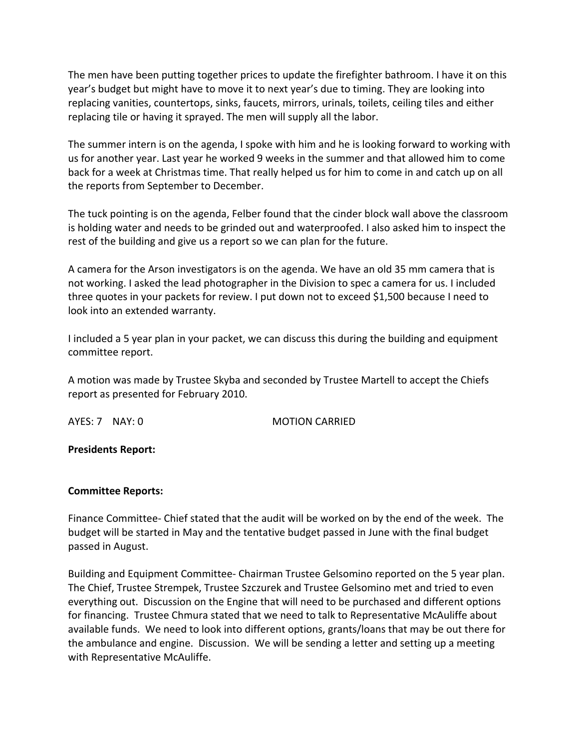The men have been putting together prices to update the firefighter bathroom. I have it on this year's budget but might have to move it to next year's due to timing. They are looking into replacing vanities, countertops, sinks, faucets, mirrors, urinals, toilets, ceiling tiles and either replacing tile or having it sprayed. The men will supply all the labor.

The summer intern is on the agenda, I spoke with him and he is looking forward to working with us for another year. Last year he worked 9 weeks in the summer and that allowed him to come back for a week at Christmas time. That really helped us for him to come in and catch up on all the reports from September to December.

The tuck pointing is on the agenda, Felber found that the cinder block wall above the classroom is holding water and needs to be grinded out and waterproofed. I also asked him to inspect the rest of the building and give us a report so we can plan for the future.

A camera for the Arson investigators is on the agenda. We have an old 35 mm camera that is not working. I asked the lead photographer in the Division to spec a camera for us. I included three quotes in your packets for review. I put down not to exceed $1,500 because I need to look into an extended warranty.

I included a 5 year plan in your packet, we can discuss this during the building and equipment committee report.

A motion was made by Trustee Skyba and seconded by Trustee Martell to accept the Chiefs report as presented for February 2010.

AYES: 7 NAY: 0 MOTION CARRIED

**Presidents Report:**

**Committee Reports:**

Finance Committee- Chief stated that the audit will be worked on by the end of the week. The budget will be started in May and the tentative budget passed in June with the final budget passed in August.

Building and Equipment Committee- Chairman Trustee Gelsomino reported on the 5 year plan. The Chief, Trustee Strempek, Trustee Szczurek and Trustee Gelsomino met and tried to even everything out. Discussion on the Engine that will need to be purchased and different options for financing. Trustee Chmura stated that we need to talk to Representative McAuliffe about available funds. We need to look into different options, grants/loans that may be out there for the ambulance and engine. Discussion. We will be sending a letter and setting up a meeting with Representative McAuliffe.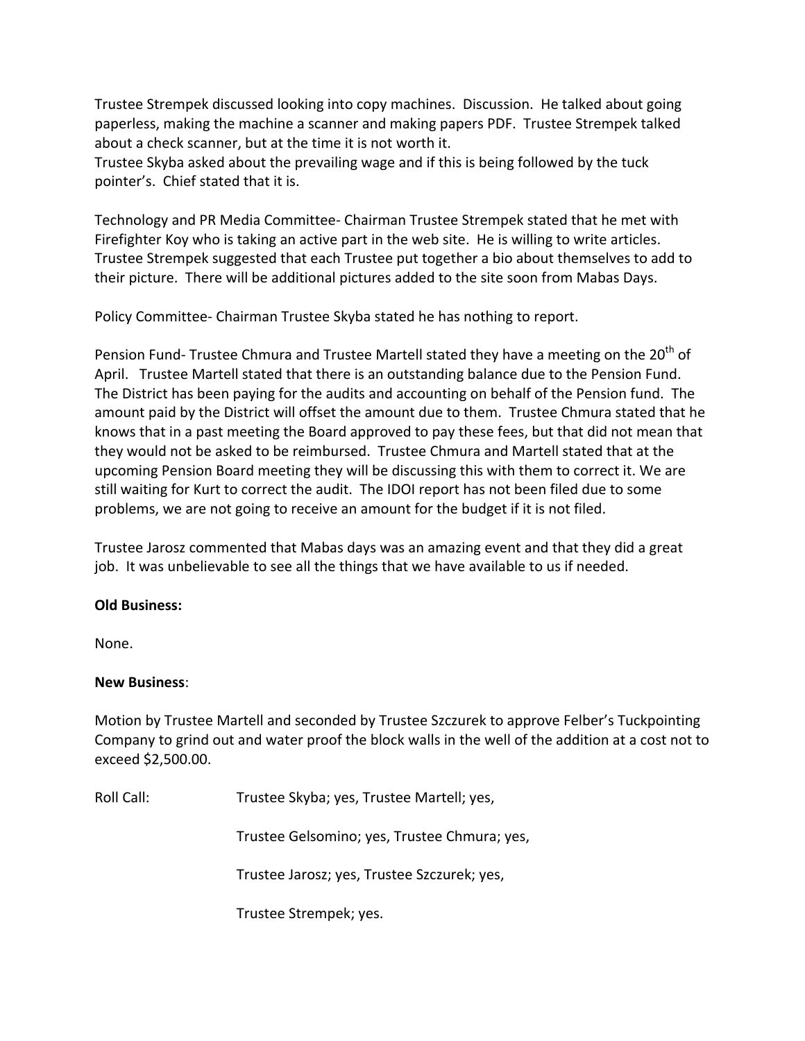Trustee Strempek discussed looking into copy machines. Discussion. He talked about going paperless, making the machine a scanner and making papers PDF. Trustee Strempek talked about a check scanner, but at the time it is not worth it.
Trustee Skyba asked about the prevailing wage and if this is being followed by the tuck pointer's. Chief stated that it is.

Technology and PR Media Committee- Chairman Trustee Strempek stated that he met with Firefighter Koy who is taking an active part in the web site. He is willing to write articles. Trustee Strempek suggested that each Trustee put together a bio about themselves to add to their picture. There will be additional pictures added to the site soon from Mabas Days.

Policy Committee- Chairman Trustee Skyba stated he has nothing to report.

Pension Fund- Trustee Chmura and Trustee Martell stated they have a meeting on the 20th of April. Trustee Martell stated that there is an outstanding balance due to the Pension Fund. The District has been paying for the audits and accounting on behalf of the Pension fund. The amount paid by the District will offset the amount due to them. Trustee Chmura stated that he knows that in a past meeting the Board approved to pay these fees, but that did not mean that they would not be asked to be reimbursed. Trustee Chmura and Martell stated that at the upcoming Pension Board meeting they will be discussing this with them to correct it. We are still waiting for Kurt to correct the audit. The IDOI report has not been filed due to some problems, we are not going to receive an amount for the budget if it is not filed.

Trustee Jarosz commented that Mabas days was an amazing event and that they did a great job. It was unbelievable to see all the things that we have available to us if needed.

**Old Business:**

None.

**New Business**:

Motion by Trustee Martell and seconded by Trustee Szczurek to approve Felber's Tuckpointing Company to grind out and water proof the block walls in the well of the addition at a cost not to exceed $2,500.00.

Roll Call: Trustee Skyba; yes, Trustee Martell; yes,

Trustee Gelsomino; yes, Trustee Chmura; yes,

Trustee Jarosz; yes, Trustee Szczurek; yes,

Trustee Strempek; yes.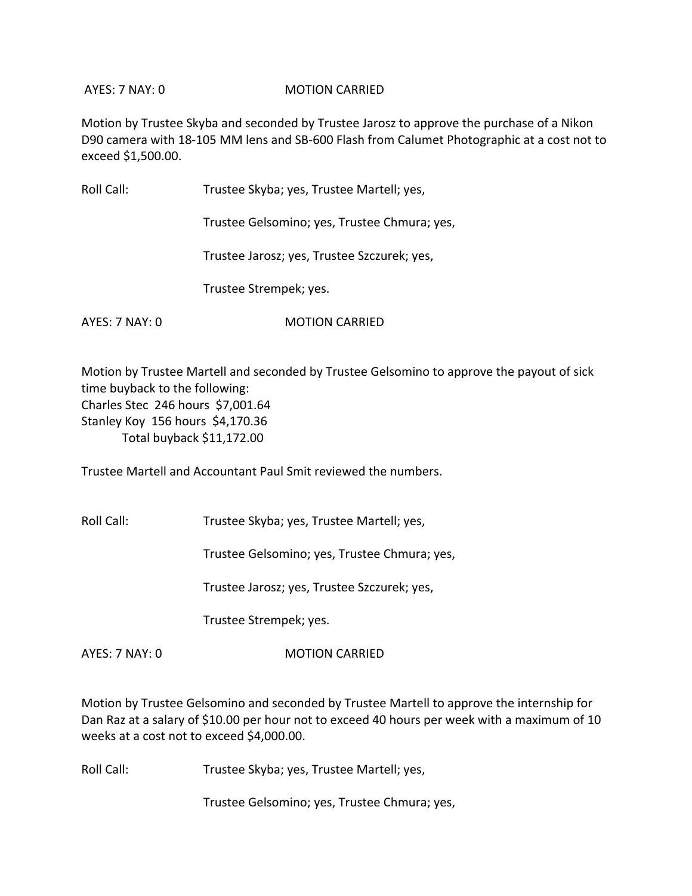AYES: 7 NAY: 0 MOTION CARRIED

Motion by Trustee Skyba and seconded by Trustee Jarosz to approve the purchase of a Nikon D90 camera with 18-105 MM lens and SB-600 Flash from Calumet Photographic at a cost not to exceed $1,500.00.

Roll Call: Trustee Skyba; yes, Trustee Martell; yes,

Trustee Gelsomino; yes, Trustee Chmura; yes,

Trustee Jarosz; yes, Trustee Szczurek; yes,

Trustee Strempek; yes.

AYES: 7 NAY: 0 MOTION CARRIED

Motion by Trustee Martell and seconded by Trustee Gelsomino to approve the payout of sick time buyback to the following:
Charles Stec 246 hours $7,001.64
Stanley Koy 156 hours $4,170.36
Total buyback $11,172.00

Trustee Martell and Accountant Paul Smit reviewed the numbers.

Roll Call: Trustee Skyba; yes, Trustee Martell; yes,

Trustee Gelsomino; yes, Trustee Chmura; yes,

Trustee Jarosz; yes, Trustee Szczurek; yes,

Trustee Strempek; yes.

AYES: 7 NAY: 0 MOTION CARRIED

Motion by Trustee Gelsomino and seconded by Trustee Martell to approve the internship for Dan Raz at a salary of $10.00 per hour not to exceed 40 hours per week with a maximum of 10 weeks at a cost not to exceed $4,000.00.

Roll Call: Trustee Skyba; yes, Trustee Martell; yes,

Trustee Gelsomino; yes, Trustee Chmura; yes,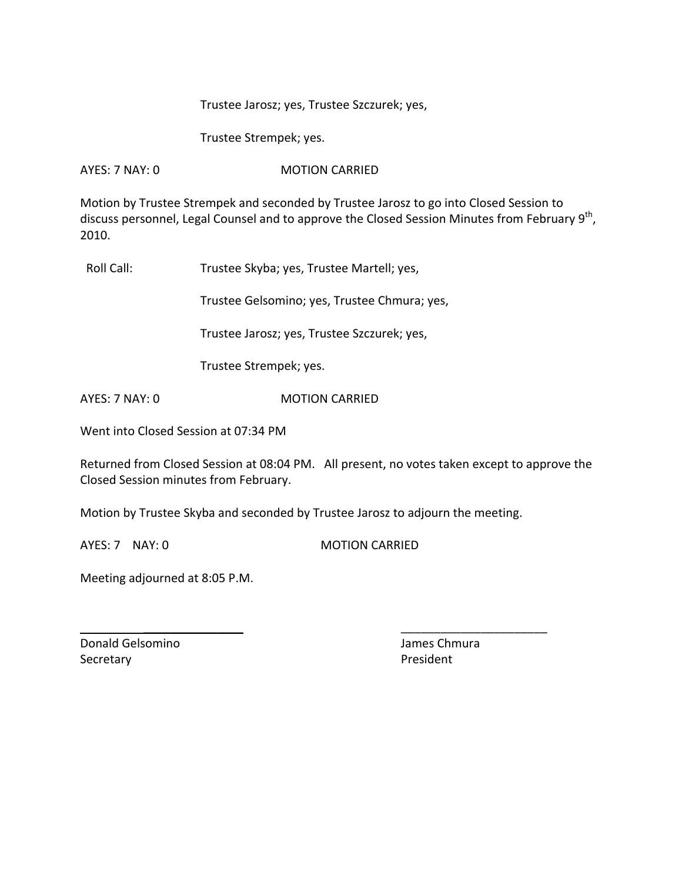Trustee Jarosz; yes, Trustee Szczurek; yes,

Trustee Strempek; yes.

AYES: 7 NAY: 0 MOTION CARRIED

Motion by Trustee Strempek and seconded by Trustee Jarosz to go into Closed Session to discuss personnel, Legal Counsel and to approve the Closed Session Minutes from February 9th, 2010.

Roll Call: Trustee Skyba; yes, Trustee Martell; yes,

Trustee Gelsomino; yes, Trustee Chmura; yes,

Trustee Jarosz; yes, Trustee Szczurek; yes,

Trustee Strempek; yes.

AYES: 7 NAY: 0 MOTION CARRIED

Went into Closed Session at 07:34 PM

Returned from Closed Session at 08:04 PM. All present, no votes taken except to approve the Closed Session minutes from February.

Motion by Trustee Skyba and seconded by Trustee Jarosz to adjourn the meeting.

AYES: 7 NAY: 0 MOTION CARRIED

Meeting adjourned at 8:05 P.M.

\_\_\_\_\_\_\_\_\_\_\_\_\_\_\_\_\_\_\_\_\_\_ \_\_\_\_\_\_\_\_\_\_\_\_\_\_\_\_\_\_\_\_\_\_

Donald Gelsomino James Chmura
Secretary President